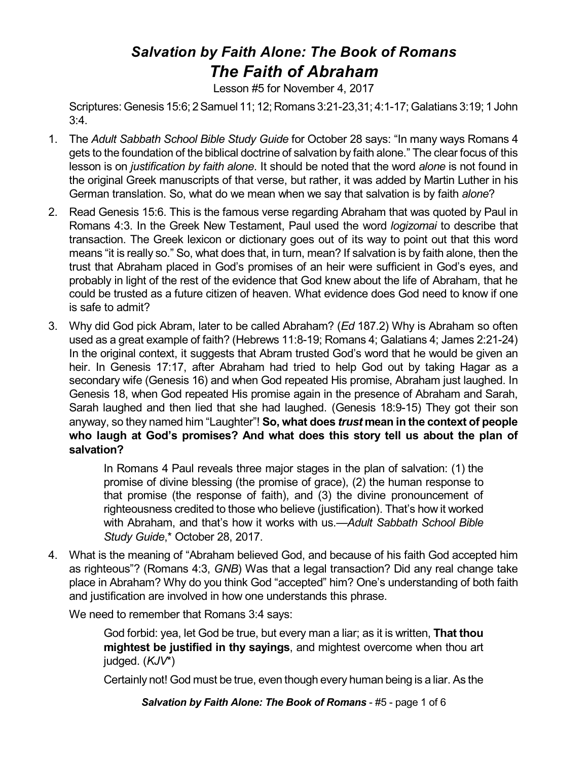# *Salvation by Faith Alone: The Book of Romans*
# *The Faith of Abraham*

Lesson #5 for November 4, 2017

Scriptures: Genesis 15:6; 2 Samuel 11; 12; Romans 3:21-23,31; 4:1-17; Galatians 3:19; 1 John 3:4.

1. The *Adult Sabbath School Bible Study Guide* for October 28 says: "In many ways Romans 4 gets to the foundation of the biblical doctrine of salvation by faith alone." The clear focus of this lesson is on *justification by faith alone*. It should be noted that the word *alone* is not found in the original Greek manuscripts of that verse, but rather, it was added by Martin Luther in his German translation. So, what do we mean when we say that salvation is by faith *alone*?

2. Read Genesis 15:6. This is the famous verse regarding Abraham that was quoted by Paul in Romans 4:3. In the Greek New Testament, Paul used the word *logizomai* to describe that transaction. The Greek lexicon or dictionary goes out of its way to point out that this word means "it is really so." So, what does that, in turn, mean? If salvation is by faith alone, then the trust that Abraham placed in God's promises of an heir were sufficient in God's eyes, and probably in light of the rest of the evidence that God knew about the life of Abraham, that he could be trusted as a future citizen of heaven. What evidence does God need to know if one is safe to admit?

3. Why did God pick Abram, later to be called Abraham? (*Ed* 187.2) Why is Abraham so often used as a great example of faith? (Hebrews 11:8-19; Romans 4; Galatians 4; James 2:21-24) In the original context, it suggests that Abram trusted God's word that he would be given an heir. In Genesis 17:17, after Abraham had tried to help God out by taking Hagar as a secondary wife (Genesis 16) and when God repeated His promise, Abraham just laughed. In Genesis 18, when God repeated His promise again in the presence of Abraham and Sarah, Sarah laughed and then lied that she had laughed. (Genesis 18:9-15) They got their son anyway, so they named him "Laughter"! **So, what does *trust* mean in the context of people who laugh at God's promises? And what does this story tell us about the plan of salvation?**

   > In Romans 4 Paul reveals three major stages in the plan of salvation: (1) the promise of divine blessing (the promise of grace), (2) the human response to that promise (the response of faith), and (3) the divine pronouncement of righteousness credited to those who believe (justification). That's how it worked with Abraham, and that's how it works with us.—*Adult Sabbath School Bible Study Guide*,* October 28, 2017.

4. What is the meaning of "Abraham believed God, and because of his faith God accepted him as righteous"? (Romans 4:3, *GNB*) Was that a legal transaction? Did any real change take place in Abraham? Why do you think God "accepted" him? One's understanding of both faith and justification are involved in how one understands this phrase.

   We need to remember that Romans 3:4 says:

   > God forbid: yea, let God be true, but every man a liar; as it is written, **That thou mightest be justified in thy sayings**, and mightest overcome when thou art judged. (*KJV**)

   Certainly not! God must be true, even though every human being is a liar. As the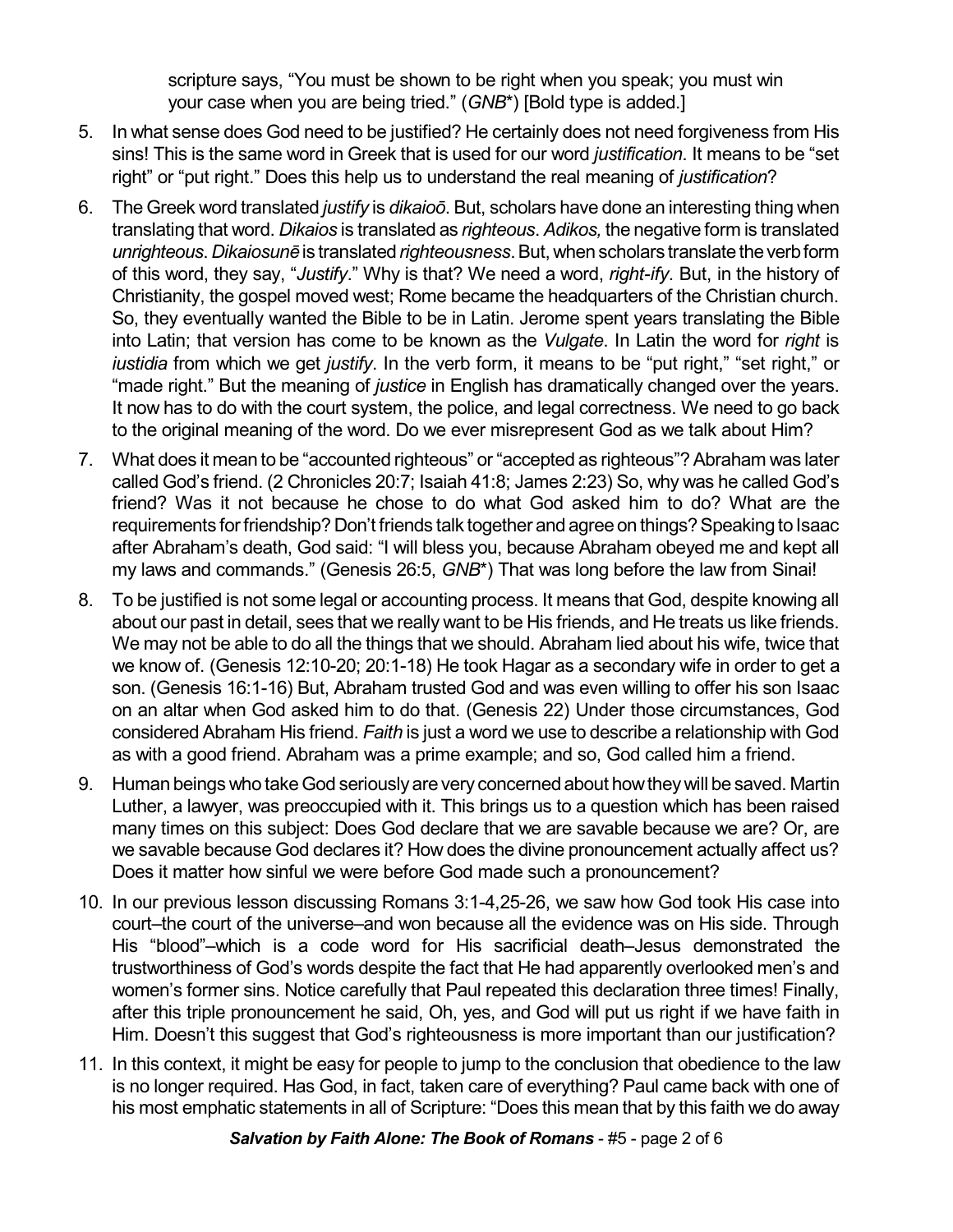scripture says, "You must be shown to be right when you speak; you must win your case when you are being tried." (*GNB*\*) [Bold type is added.]

5. In what sense does God need to be justified? He certainly does not need forgiveness from His sins! This is the same word in Greek that is used for our word *justification*. It means to be "set right" or "put right." Does this help us to understand the real meaning of *justification*?

6. The Greek word translated *justify* is *dikaioō*. But, scholars have done an interesting thing when translating that word. *Dikaios* is translated as *righteous*. *Adikos,* the negative form is translated *unrighteous*. *Dikaiosunē* is translated *righteousness*. But, when scholars translate the verb form of this word, they say, "*Justify*." Why is that? We need a word, *right-ify*. But, in the history of Christianity, the gospel moved west; Rome became the headquarters of the Christian church. So, they eventually wanted the Bible to be in Latin. Jerome spent years translating the Bible into Latin; that version has come to be known as the *Vulgate*. In Latin the word for *right* is *iustidia* from which we get *justify*. In the verb form, it means to be "put right," "set right," or "made right." But the meaning of *justice* in English has dramatically changed over the years. It now has to do with the court system, the police, and legal correctness. We need to go back to the original meaning of the word. Do we ever misrepresent God as we talk about Him?

7. What does it mean to be "accounted righteous" or "accepted as righteous"? Abraham was later called God's friend. (2 Chronicles 20:7; Isaiah 41:8; James 2:23) So, why was he called God's friend? Was it not because he chose to do what God asked him to do? What are the requirements for friendship? Don't friends talk together and agree on things? Speaking to Isaac after Abraham's death, God said: "I will bless you, because Abraham obeyed me and kept all my laws and commands." (Genesis 26:5, *GNB*\*) That was long before the law from Sinai!

8. To be justified is not some legal or accounting process. It means that God, despite knowing all about our past in detail, sees that we really want to be His friends, and He treats us like friends. We may not be able to do all the things that we should. Abraham lied about his wife, twice that we know of. (Genesis 12:10-20; 20:1-18) He took Hagar as a secondary wife in order to get a son. (Genesis 16:1-16) But, Abraham trusted God and was even willing to offer his son Isaac on an altar when God asked him to do that. (Genesis 22) Under those circumstances, God considered Abraham His friend. *Faith* is just a word we use to describe a relationship with God as with a good friend. Abraham was a prime example; and so, God called him a friend.

9. Human beings who take God seriously are very concerned about how they will be saved. Martin Luther, a lawyer, was preoccupied with it. This brings us to a question which has been raised many times on this subject: Does God declare that we are savable because we are? Or, are we savable because God declares it? How does the divine pronouncement actually affect us? Does it matter how sinful we were before God made such a pronouncement?

10. In our previous lesson discussing Romans 3:1-4,25-26, we saw how God took His case into court–the court of the universe–and won because all the evidence was on His side. Through His "blood"–which is a code word for His sacrificial death–Jesus demonstrated the trustworthiness of God's words despite the fact that He had apparently overlooked men's and women's former sins. Notice carefully that Paul repeated this declaration three times! Finally, after this triple pronouncement he said, Oh, yes, and God will put us right if we have faith in Him. Doesn't this suggest that God's righteousness is more important than our justification?

11. In this context, it might be easy for people to jump to the conclusion that obedience to the law is no longer required. Has God, in fact, taken care of everything? Paul came back with one of his most emphatic statements in all of Scripture: "Does this mean that by this faith we do away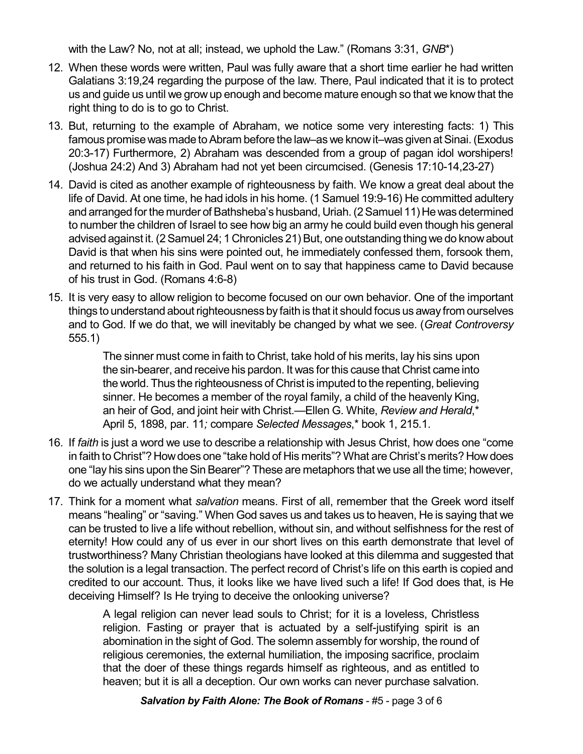with the Law? No, not at all; instead, we uphold the Law." (Romans 3:31, *GNB*\*)

12. When these words were written, Paul was fully aware that a short time earlier he had written Galatians 3:19,24 regarding the purpose of the law. There, Paul indicated that it is to protect us and guide us until we grow up enough and become mature enough so that we know that the right thing to do is to go to Christ.

13. But, returning to the example of Abraham, we notice some very interesting facts: 1) This famous promise was made to Abram before the law–as we know it–was given at Sinai. (Exodus 20:3-17) Furthermore, 2) Abraham was descended from a group of pagan idol worshipers! (Joshua 24:2) And 3) Abraham had not yet been circumcised. (Genesis 17:10-14,23-27)

14. David is cited as another example of righteousness by faith. We know a great deal about the life of David. At one time, he had idols in his home. (1 Samuel 19:9-16) He committed adultery and arranged for the murder of Bathsheba's husband, Uriah. (2 Samuel 11) He was determined to number the children of Israel to see how big an army he could build even though his general advised against it. (2 Samuel 24; 1 Chronicles 21) But, one outstanding thing we do know about David is that when his sins were pointed out, he immediately confessed them, forsook them, and returned to his faith in God. Paul went on to say that happiness came to David because of his trust in God. (Romans 4:6-8)

15. It is very easy to allow religion to become focused on our own behavior. One of the important things to understand about righteousness by faith is that it should focus us away from ourselves and to God. If we do that, we will inevitably be changed by what we see. (*Great Controversy* 555.1)

> The sinner must come in faith to Christ, take hold of his merits, lay his sins upon the sin-bearer, and receive his pardon. It was for this cause that Christ came into the world. Thus the righteousness of Christ is imputed to the repenting, believing sinner. He becomes a member of the royal family, a child of the heavenly King, an heir of God, and joint heir with Christ.—Ellen G. White, *Review and Herald*,\* April 5, 1898, par. 11*;* compare *Selected Messages*,\* book 1, 215.1.

16. If *faith* is just a word we use to describe a relationship with Jesus Christ, how does one "come in faith to Christ"? How does one "take hold of His merits"? What are Christ's merits? How does one "lay his sins upon the Sin Bearer"? These are metaphors that we use all the time; however, do we actually understand what they mean?

17. Think for a moment what *salvation* means. First of all, remember that the Greek word itself means "healing" or "saving." When God saves us and takes us to heaven, He is saying that we can be trusted to live a life without rebellion, without sin, and without selfishness for the rest of eternity! How could any of us ever in our short lives on this earth demonstrate that level of trustworthiness? Many Christian theologians have looked at this dilemma and suggested that the solution is a legal transaction. The perfect record of Christ's life on this earth is copied and credited to our account. Thus, it looks like we have lived such a life! If God does that, is He deceiving Himself? Is He trying to deceive the onlooking universe?

> A legal religion can never lead souls to Christ; for it is a loveless, Christless religion. Fasting or prayer that is actuated by a self-justifying spirit is an abomination in the sight of God. The solemn assembly for worship, the round of religious ceremonies, the external humiliation, the imposing sacrifice, proclaim that the doer of these things regards himself as righteous, and as entitled to heaven; but it is all a deception. Our own works can never purchase salvation.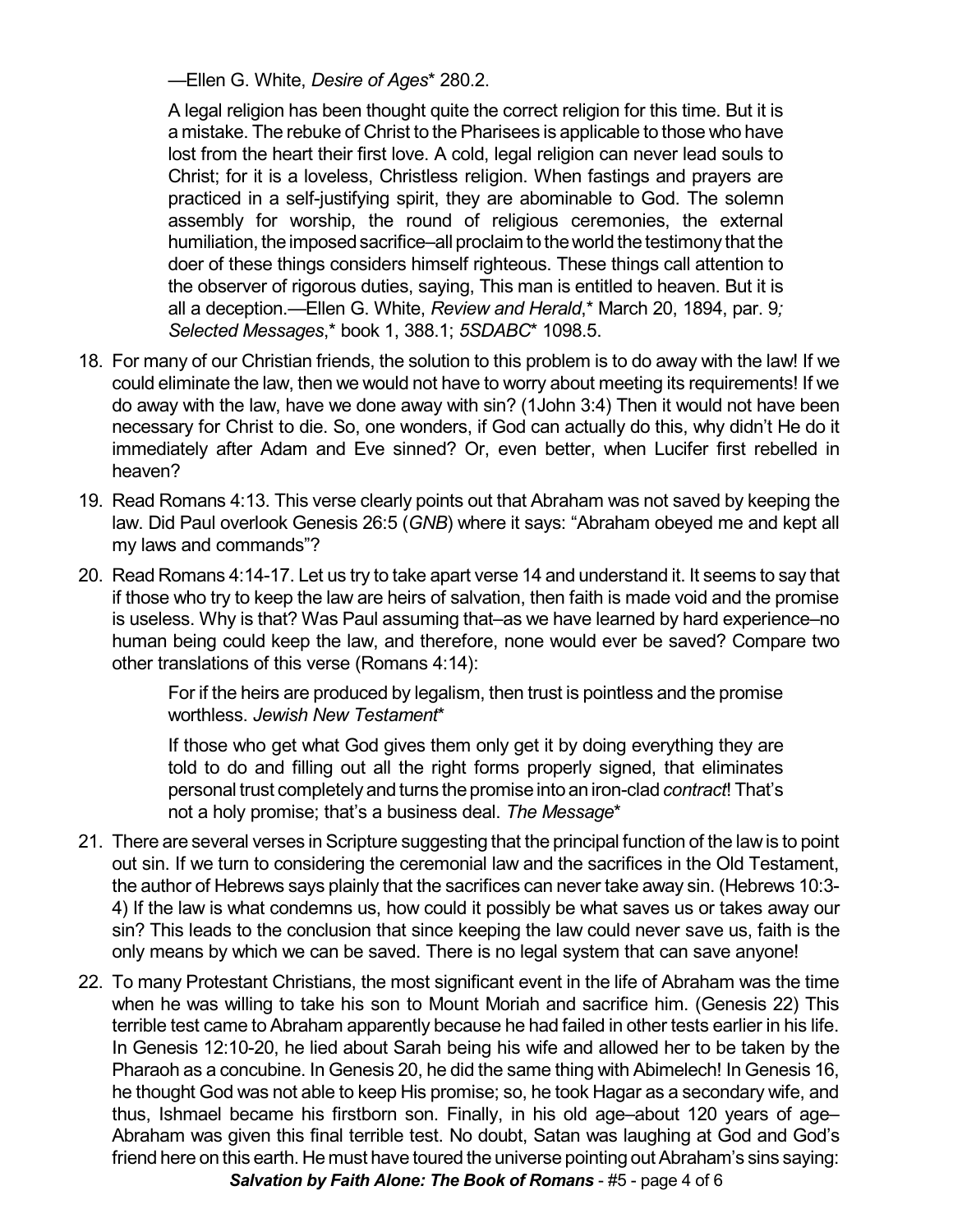—Ellen G. White, *Desire of Ages** 280.2.

> A legal religion has been thought quite the correct religion for this time. But it is a mistake. The rebuke of Christ to the Pharisees is applicable to those who have lost from the heart their first love. A cold, legal religion can never lead souls to Christ; for it is a loveless, Christless religion. When fastings and prayers are practiced in a self-justifying spirit, they are abominable to God. The solemn assembly for worship, the round of religious ceremonies, the external humiliation, the imposed sacrifice–all proclaim to the world the testimony that the doer of these things considers himself righteous. These things call attention to the observer of rigorous duties, saying, This man is entitled to heaven. But it is all a deception.—Ellen G. White, *Review and Herald*,* March 20, 1894, par. 9*;* *Selected Messages*,* book 1, 388.1; *5SDABC** 1098.5.

18. For many of our Christian friends, the solution to this problem is to do away with the law! If we could eliminate the law, then we would not have to worry about meeting its requirements! If we do away with the law, have we done away with sin? (1John 3:4) Then it would not have been necessary for Christ to die. So, one wonders, if God can actually do this, why didn't He do it immediately after Adam and Eve sinned? Or, even better, when Lucifer first rebelled in heaven?

19. Read Romans 4:13. This verse clearly points out that Abraham was not saved by keeping the law. Did Paul overlook Genesis 26:5 (*GNB*) where it says: "Abraham obeyed me and kept all my laws and commands"?

20. Read Romans 4:14-17. Let us try to take apart verse 14 and understand it. It seems to say that if those who try to keep the law are heirs of salvation, then faith is made void and the promise is useless. Why is that? Was Paul assuming that–as we have learned by hard experience–no human being could keep the law, and therefore, none would ever be saved? Compare two other translations of this verse (Romans 4:14):

    > For if the heirs are produced by legalism, then trust is pointless and the promise worthless. *Jewish New Testament**
    >
    > If those who get what God gives them only get it by doing everything they are told to do and filling out all the right forms properly signed, that eliminates personal trust completely and turns the promise into an iron-clad *contract*! That's not a holy promise; that's a business deal. *The Message**

21. There are several verses in Scripture suggesting that the principal function of the law is to point out sin. If we turn to considering the ceremonial law and the sacrifices in the Old Testament, the author of Hebrews says plainly that the sacrifices can never take away sin. (Hebrews 10:3-4) If the law is what condemns us, how could it possibly be what saves us or takes away our sin? This leads to the conclusion that since keeping the law could never save us, faith is the only means by which we can be saved. There is no legal system that can save anyone!

22. To many Protestant Christians, the most significant event in the life of Abraham was the time when he was willing to take his son to Mount Moriah and sacrifice him. (Genesis 22) This terrible test came to Abraham apparently because he had failed in other tests earlier in his life. In Genesis 12:10-20, he lied about Sarah being his wife and allowed her to be taken by the Pharaoh as a concubine. In Genesis 20, he did the same thing with Abimelech! In Genesis 16, he thought God was not able to keep His promise; so, he took Hagar as a secondary wife, and thus, Ishmael became his firstborn son. Finally, in his old age–about 120 years of age–Abraham was given this final terrible test. No doubt, Satan was laughing at God and God's friend here on this earth. He must have toured the universe pointing out Abraham's sins saying: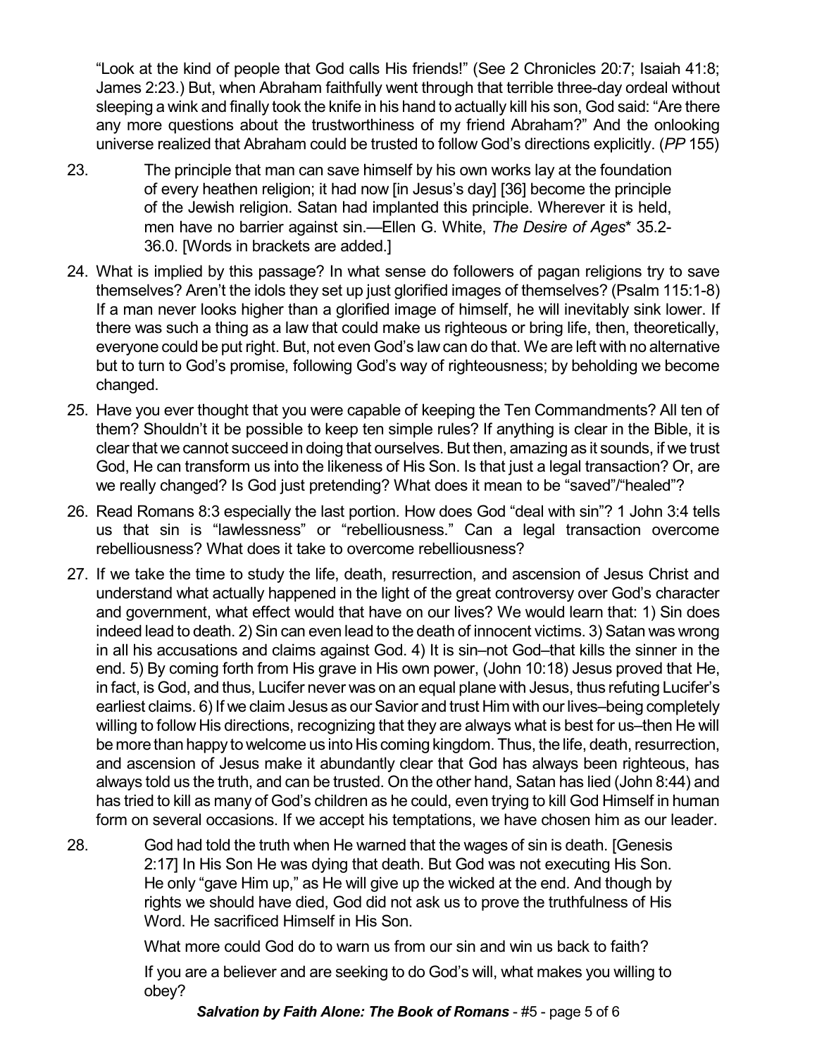"Look at the kind of people that God calls His friends!" (See 2 Chronicles 20:7; Isaiah 41:8; James 2:23.) But, when Abraham faithfully went through that terrible three-day ordeal without sleeping a wink and finally took the knife in his hand to actually kill his son, God said: "Are there any more questions about the trustworthiness of my friend Abraham?" And the onlooking universe realized that Abraham could be trusted to follow God's directions explicitly. (*PP* 155)

23. The principle that man can save himself by his own works lay at the foundation of every heathen religion; it had now [in Jesus's day] [36] become the principle of the Jewish religion. Satan had implanted this principle. Wherever it is held, men have no barrier against sin.—Ellen G. White, *The Desire of Ages*\* 35.2-36.0. [Words in brackets are added.]

24. What is implied by this passage? In what sense do followers of pagan religions try to save themselves? Aren't the idols they set up just glorified images of themselves? (Psalm 115:1-8) If a man never looks higher than a glorified image of himself, he will inevitably sink lower. If there was such a thing as a law that could make us righteous or bring life, then, theoretically, everyone could be put right. But, not even God's law can do that. We are left with no alternative but to turn to God's promise, following God's way of righteousness; by beholding we become changed.

25. Have you ever thought that you were capable of keeping the Ten Commandments? All ten of them? Shouldn't it be possible to keep ten simple rules? If anything is clear in the Bible, it is clear that we cannot succeed in doing that ourselves. But then, amazing as it sounds, if we trust God, He can transform us into the likeness of His Son. Is that just a legal transaction? Or, are we really changed? Is God just pretending? What does it mean to be "saved"/"healed"?

26. Read Romans 8:3 especially the last portion. How does God "deal with sin"? 1 John 3:4 tells us that sin is "lawlessness" or "rebelliousness." Can a legal transaction overcome rebelliousness? What does it take to overcome rebelliousness?

27. If we take the time to study the life, death, resurrection, and ascension of Jesus Christ and understand what actually happened in the light of the great controversy over God's character and government, what effect would that have on our lives? We would learn that: 1) Sin does indeed lead to death. 2) Sin can even lead to the death of innocent victims. 3) Satan was wrong in all his accusations and claims against God. 4) It is sin–not God–that kills the sinner in the end. 5) By coming forth from His grave in His own power, (John 10:18) Jesus proved that He, in fact, is God, and thus, Lucifer never was on an equal plane with Jesus, thus refuting Lucifer's earliest claims. 6) If we claim Jesus as our Savior and trust Him with our lives–being completely willing to follow His directions, recognizing that they are always what is best for us–then He will be more than happy to welcome us into His coming kingdom. Thus, the life, death, resurrection, and ascension of Jesus make it abundantly clear that God has always been righteous, has always told us the truth, and can be trusted. On the other hand, Satan has lied (John 8:44) and has tried to kill as many of God's children as he could, even trying to kill God Himself in human form on several occasions. If we accept his temptations, we have chosen him as our leader.

28. God had told the truth when He warned that the wages of sin is death. [Genesis 2:17] In His Son He was dying that death. But God was not executing His Son. He only "gave Him up," as He will give up the wicked at the end. And though by rights we should have died, God did not ask us to prove the truthfulness of His Word. He sacrificed Himself in His Son.

    What more could God do to warn us from our sin and win us back to faith?

    If you are a believer and are seeking to do God's will, what makes you willing to obey?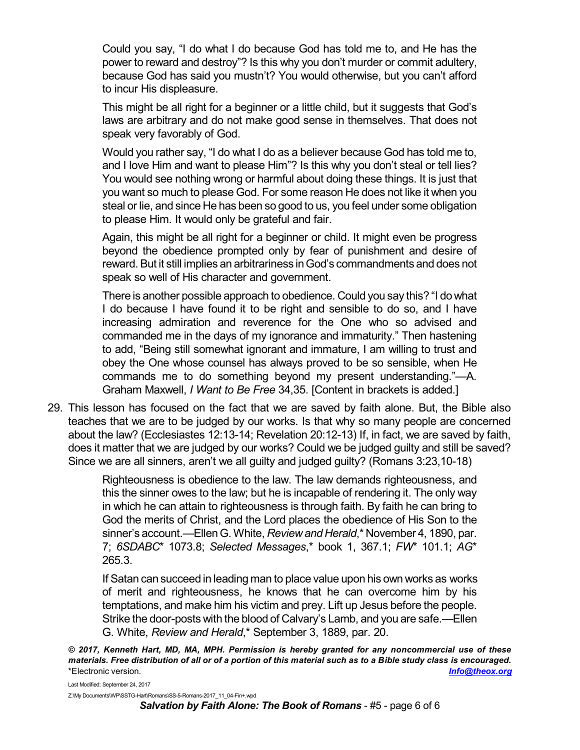Could you say, "I do what I do because God has told me to, and He has the power to reward and destroy"? Is this why you don't murder or commit adultery, because God has said you mustn't? You would otherwise, but you can't afford to incur His displeasure.

This might be all right for a beginner or a little child, but it suggests that God's laws are arbitrary and do not make good sense in themselves. That does not speak very favorably of God.

Would you rather say, "I do what I do as a believer because God has told me to, and I love Him and want to please Him"? Is this why you don't steal or tell lies? You would see nothing wrong or harmful about doing these things. It is just that you want so much to please God. For some reason He does not like it when you steal or lie, and since He has been so good to us, you feel under some obligation to please Him. It would only be grateful and fair.

Again, this might be all right for a beginner or child. It might even be progress beyond the obedience prompted only by fear of punishment and desire of reward. But it still implies an arbitrariness in God's commandments and does not speak so well of His character and government.

There is another possible approach to obedience. Could you say this? "I do what I do because I have found it to be right and sensible to do so, and I have increasing admiration and reverence for the One who so advised and commanded me in the days of my ignorance and immaturity." Then hastening to add, "Being still somewhat ignorant and immature, I am willing to trust and obey the One whose counsel has always proved to be so sensible, when He commands me to do something beyond my present understanding."—A. Graham Maxwell, *I Want to Be Free* 34,35. [Content in brackets is added.]

29. This lesson has focused on the fact that we are saved by faith alone. But, the Bible also teaches that we are to be judged by our works. Is that why so many people are concerned about the law? (Ecclesiastes 12:13-14; Revelation 20:12-13) If, in fact, we are saved by faith, does it matter that we are judged by our works? Could we be judged guilty and still be saved? Since we are all sinners, aren't we all guilty and judged guilty? (Romans 3:23,10-18)

> Righteousness is obedience to the law. The law demands righteousness, and this the sinner owes to the law; but he is incapable of rendering it. The only way in which he can attain to righteousness is through faith. By faith he can bring to God the merits of Christ, and the Lord places the obedience of His Son to the sinner's account.—Ellen G. White, *Review and Herald*,* November 4, 1890, par. 7; *6SDABC** 1073.8; *Selected Messages*,* book 1, 367.1; *FW** 101.1; *AG** 265.3.

> If Satan can succeed in leading man to place value upon his own works as works of merit and righteousness, he knows that he can overcome him by his temptations, and make him his victim and prey. Lift up Jesus before the people. Strike the door-posts with the blood of Calvary's Lamb, and you are safe.—Ellen G. White, *Review and Herald*,* September 3, 1889, par. 20.

***© 2017, Kenneth Hart, MD, MA, MPH. Permission is hereby granted for any noncommercial use of these materials. Free distribution of all or of a portion of this material such as to a Bible study class is encouraged.***
*Electronic version. ***Info@theox.org***

Last Modified: September 24, 2017

Z:\My Documents\WP\SSTG-Hart\Romans\SS-5-Romans-2017_11_04-Fin+.wpd